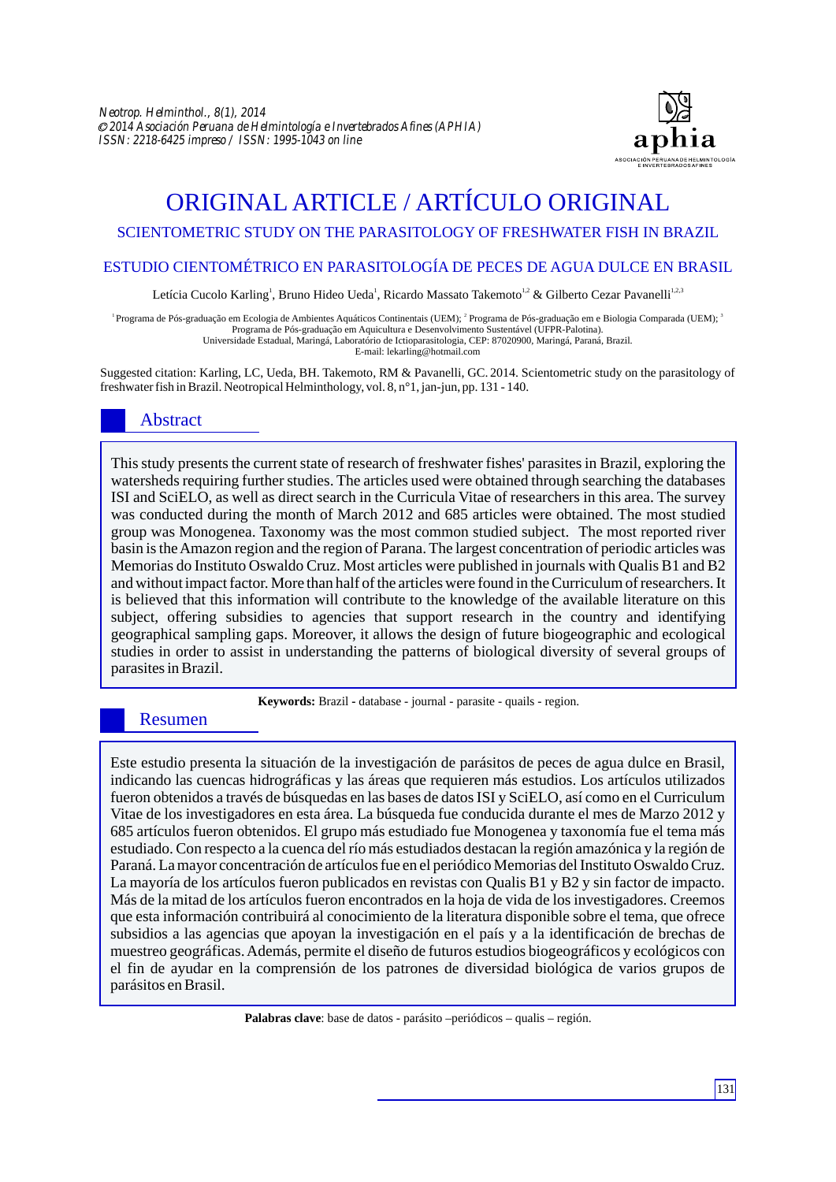# ORIGINAL ARTICLE / ARTÍCULO ORIGINAL

## SCIENTOMETRIC STUDY ON THE PARASITOLOGY OF FRESHWATER FISH IN BRAZIL

## ESTUDIO CIENTOMÉTRICO EN PARASITOLOGÍA DE PECES DE AGUA DULCE EN BRASIL

Letícia Cucolo Karling[1], Bruno Hideo Ueda[1], Ricardo Massato Takemoto[1,2] & Gilberto Cezar Pavanelli[1,2,3]

[1] Programa de Pós-graduação em Ecologia de Ambientes Aquáticos Continentais (UEM); [2] Programa de Pós-graduação em e Biologia Comparada (UEM); [3] Programa de Pós-graduação em Aquicultura e Desenvolvimento Sustentável (UFPR-Palotina).
Universidade Estadual, Maringá, Laboratório de Ictioparasitologia, CEP: 87020900, Maringá, Paraná, Brazil.
E-mail: lekarling@hotmail.com

Suggested citation: Karling, LC, Ueda, BH. Takemoto, RM & Pavanelli, GC. 2014. Scientometric study on the parasitology of freshwater fish in Brazil. Neotropical Helminthology, vol. 8, n°1, jan-jun, pp. 131 - 140.

## Abstract

This study presents the current state of research of freshwater fishes' parasites in Brazil, exploring the watersheds requiring further studies. The articles used were obtained through searching the databases ISI and SciELO, as well as direct search in the Curricula Vitae of researchers in this area. The survey was conducted during the month of March 2012 and 685 articles were obtained. The most studied group was Monogenea. Taxonomy was the most common studied subject. The most reported river basin is the Amazon region and the region of Parana. The largest concentration of periodic articles was Memorias do Instituto Oswaldo Cruz. Most articles were published in journals with Qualis B1 and B2 and without impact factor. More than half of the articles were found in the Curriculum of researchers. It is believed that this information will contribute to the knowledge of the available literature on this subject, offering subsidies to agencies that support research in the country and identifying geographical sampling gaps. Moreover, it allows the design of future biogeographic and ecological studies in order to assist in understanding the patterns of biological diversity of several groups of parasites in Brazil.

**Keywords:** Brazil - database - journal - parasite - quails - region.

## Resumen

Este estudio presenta la situación de la investigación de parásitos de peces de agua dulce en Brasil, indicando las cuencas hidrográficas y las áreas que requieren más estudios. Los artículos utilizados fueron obtenidos a través de búsquedas en las bases de datos ISI y SciELO, así como en el Curriculum Vitae de los investigadores en esta área. La búsqueda fue conducida durante el mes de Marzo 2012 y 685 artículos fueron obtenidos. El grupo más estudiado fue Monogenea y taxonomía fue el tema más estudiado. Con respecto a la cuenca del río más estudiados destacan la región amazónica y la región de Paraná. La mayor concentración de artículos fue en el periódico Memorias del Instituto Oswaldo Cruz. La mayoría de los artículos fueron publicados en revistas con Qualis B1 y B2 y sin factor de impacto. Más de la mitad de los artículos fueron encontrados en la hoja de vida de los investigadores. Creemos que esta información contribuirá al conocimiento de la literatura disponible sobre el tema, que ofrece subsidios a las agencias que apoyan la investigación en el país y a la identificación de brechas de muestreo geográficas. Además, permite el diseño de futuros estudios biogeográficos y ecológicos con el fin de ayudar en la comprensión de los patrones de diversidad biológica de varios grupos de parásitos en Brasil.

**Palabras clave**: base de datos - parásito –periódicos – qualis – región.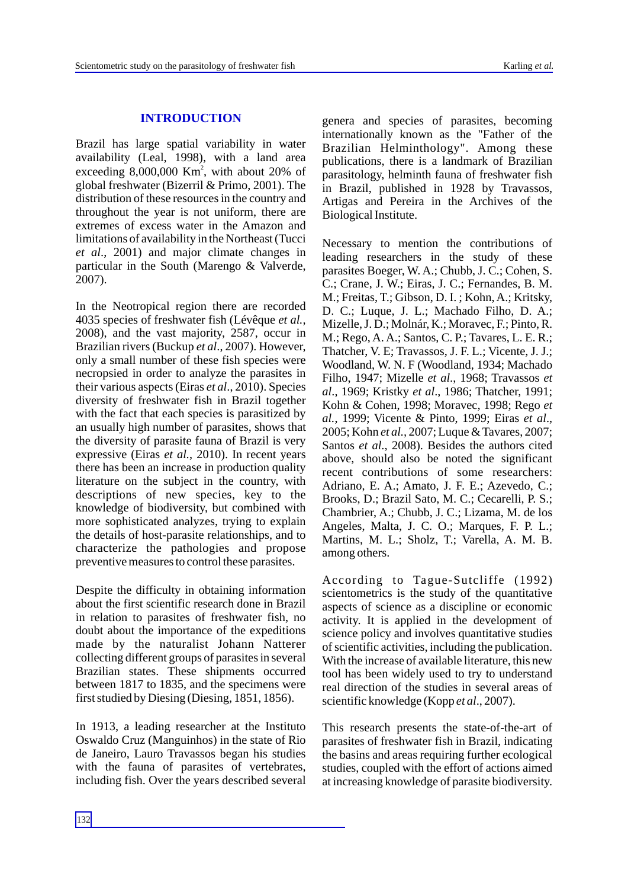## INTRODUCTION

Brazil has large spatial variability in water availability (Leal, 1998), with a land area exceeding 8,000,000 $Km^2$, with about 20% of global freshwater (Bizerril & Primo, 2001). The distribution of these resources in the country and throughout the year is not uniform, there are extremes of excess water in the Amazon and limitations of availability in the Northeast (Tucci *et al*., 2001) and major climate changes in particular in the South (Marengo & Valverde, 2007).

In the Neotropical region there are recorded 4035 species of freshwater fish (Lévêque *et al.*, 2008), and the vast majority, 2587, occur in Brazilian rivers (Buckup *et al*., 2007). However, only a small number of these fish species were necropsied in order to analyze the parasites in their various aspects (Eiras *et al*., 2010). Species diversity of freshwater fish in Brazil together with the fact that each species is parasitized by an usually high number of parasites, shows that the diversity of parasite fauna of Brazil is very expressive (Eiras *et al.*, 2010). In recent years there has been an increase in production quality literature on the subject in the country, with descriptions of new species, key to the knowledge of biodiversity, but combined with more sophisticated analyzes, trying to explain the details of host-parasite relationships, and to characterize the pathologies and propose preventive measures to control these parasites.

Despite the difficulty in obtaining information about the first scientific research done in Brazil in relation to parasites of freshwater fish, no doubt about the importance of the expeditions made by the naturalist Johann Natterer collecting different groups of parasites in several Brazilian states. These shipments occurred between 1817 to 1835, and the specimens were first studied by Diesing (Diesing, 1851, 1856).

In 1913, a leading researcher at the Instituto Oswaldo Cruz (Manguinhos) in the state of Rio de Janeiro, Lauro Travassos began his studies with the fauna of parasites of vertebrates, including fish. Over the years described several genera and species of parasites, becoming internationally known as the "Father of the Brazilian Helminthology". Among these publications, there is a landmark of Brazilian parasitology, helminth fauna of freshwater fish in Brazil, published in 1928 by Travassos, Artigas and Pereira in the Archives of the Biological Institute.

Necessary to mention the contributions of leading researchers in the study of these parasites Boeger, W. A.; Chubb, J. C.; Cohen, S. C.; Crane, J. W.; Eiras, J. C.; Fernandes, B. M. M.; Freitas, T.; Gibson, D. I. ; Kohn, A.; Kritsky, D. C.; Luque, J. L.; Machado Filho, D. A.; Mizelle, J. D.; Molnár, K.; Moravec, F.; Pinto, R. M.; Rego, A. A.; Santos, C. P.; Tavares, L. E. R.; Thatcher, V. E; Travassos, J. F. L.; Vicente, J. J.; Woodland, W. N. F (Woodland, 1934; Machado Filho, 1947; Mizelle *et al*., 1968; Travassos *et al*., 1969; Kristky *et al*., 1986; Thatcher, 1991; Kohn & Cohen, 1998; Moravec, 1998; Rego *et al.*, 1999; Vicente & Pinto, 1999; Eiras *et al*., 2005; Kohn *et al.*, 2007; Luque & Tavares, 2007; Santos *et al*., 2008). Besides the authors cited above, should also be noted the significant recent contributions of some researchers: Adriano, E. A.; Amato, J. F. E.; Azevedo, C.; Brooks, D.; Brazil Sato, M. C.; Cecarelli, P. S.; Chambrier, A.; Chubb, J. C.; Lizama, M. de los Angeles, Malta, J. C. O.; Marques, F. P. L.; Martins, M. L.; Sholz, T.; Varella, A. M. B. among others.

According to Tague-Sutcliffe (1992) scientometrics is the study of the quantitative aspects of science as a discipline or economic activity. It is applied in the development of science policy and involves quantitative studies of scientific activities, including the publication. With the increase of available literature, this new tool has been widely used to try to understand real direction of the studies in several areas of scientific knowledge (Kopp *et al*., 2007).

This research presents the state-of-the-art of parasites of freshwater fish in Brazil, indicating the basins and areas requiring further ecological studies, coupled with the effort of actions aimed at increasing knowledge of parasite biodiversity.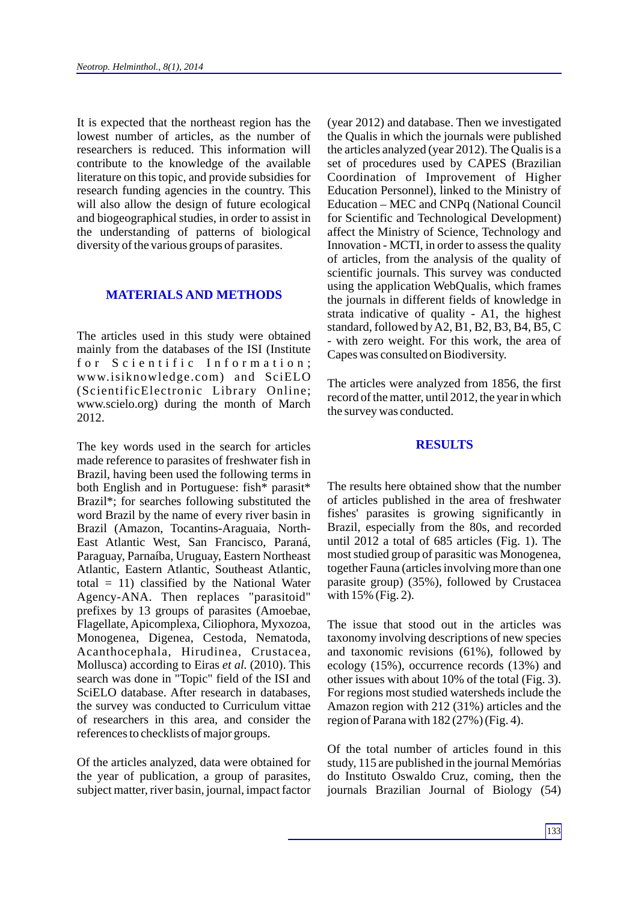It is expected that the northeast region has the lowest number of articles, as the number of researchers is reduced. This information will contribute to the knowledge of the available literature on this topic, and provide subsidies for research funding agencies in the country. This will also allow the design of future ecological and biogeographical studies, in order to assist in the understanding of patterns of biological diversity of the various groups of parasites.

## MATERIALS AND METHODS

The articles used in this study were obtained mainly from the databases of the ISI (Institute for Scientific Information; www.isiknowledge.com) and SciELO (ScientificElectronic Library Online; www.scielo.org) during the month of March 2012.

The key words used in the search for articles made reference to parasites of freshwater fish in Brazil, having been used the following terms in both English and in Portuguese: fish* parasit* Brazil*; for searches following substituted the word Brazil by the name of every river basin in Brazil (Amazon, Tocantins-Araguaia, North-East Atlantic West, San Francisco, Paraná, Paraguay, Parnaíba, Uruguay, Eastern Northeast Atlantic, Eastern Atlantic, Southeast Atlantic, total = 11) classified by the National Water Agency-ANA. Then replaces "parasitoid" prefixes by 13 groups of parasites (Amoebae, Flagellate, Apicomplexa, Ciliophora, Myxozoa, Monogenea, Digenea, Cestoda, Nematoda, Acanthocephala, Hirudinea, Crustacea, Mollusca) according to Eiras *et al.* (2010). This search was done in "Topic" field of the ISI and SciELO database. After research in databases, the survey was conducted to Curriculum vittae of researchers in this area, and consider the references to checklists of major groups.

Of the articles analyzed, data were obtained for the year of publication, a group of parasites, subject matter, river basin, journal, impact factor (year 2012) and database. Then we investigated the Qualis in which the journals were published the articles analyzed (year 2012). The Qualis is a set of procedures used by CAPES (Brazilian Coordination of Improvement of Higher Education Personnel), linked to the Ministry of Education – MEC and CNPq (National Council for Scientific and Technological Development) affect the Ministry of Science, Technology and Innovation - MCTI, in order to assess the quality of articles, from the analysis of the quality of scientific journals. This survey was conducted using the application WebQualis, which frames the journals in different fields of knowledge in strata indicative of quality - A1, the highest standard, followed by A2, B1, B2, B3, B4, B5, C - with zero weight. For this work, the area of Capes was consulted on Biodiversity.

The articles were analyzed from 1856, the first record of the matter, until 2012, the year in which the survey was conducted.

## RESULTS

The results here obtained show that the number of articles published in the area of freshwater fishes' parasites is growing significantly in Brazil, especially from the 80s, and recorded until 2012 a total of 685 articles (Fig. 1). The most studied group of parasitic was Monogenea, together Fauna (articles involving more than one parasite group) (35%), followed by Crustacea with 15% (Fig. 2).

The issue that stood out in the articles was taxonomy involving descriptions of new species and taxonomic revisions (61%), followed by ecology (15%), occurrence records (13%) and other issues with about 10% of the total (Fig. 3). For regions most studied watersheds include the Amazon region with 212 (31%) articles and the region of Parana with 182 (27%) (Fig. 4).

Of the total number of articles found in this study, 115 are published in the journal Memórias do Instituto Oswaldo Cruz, coming, then the journals Brazilian Journal of Biology (54)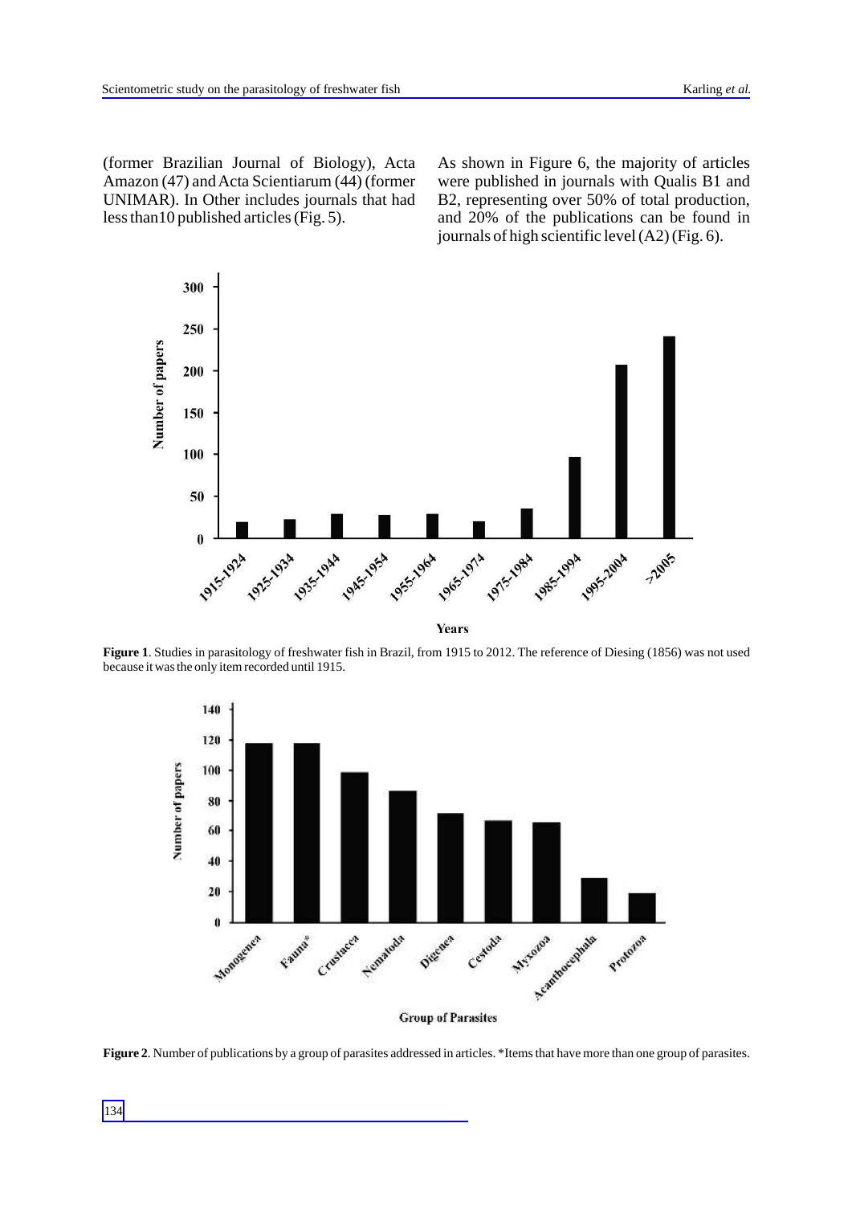(former Brazilian Journal of Biology), Acta Amazon (47) and Acta Scientiarum (44) (former UNIMAR). In Other includes journals that had less than10 published articles (Fig. 5).

As shown in Figure 6, the majority of articles were published in journals with Qualis B1 and B2, representing over 50% of total production, and 20% of the publications can be found in journals of high scientific level (A2) (Fig. 6).

**Figure 1**. Studies in parasitology of freshwater fish in Brazil, from 1915 to 2012. The reference of Diesing (1856) was not used because it was the only item recorded until 1915.

**Figure 2**. Number of publications by a group of parasites addressed in articles. *Items that have more than one group of parasites.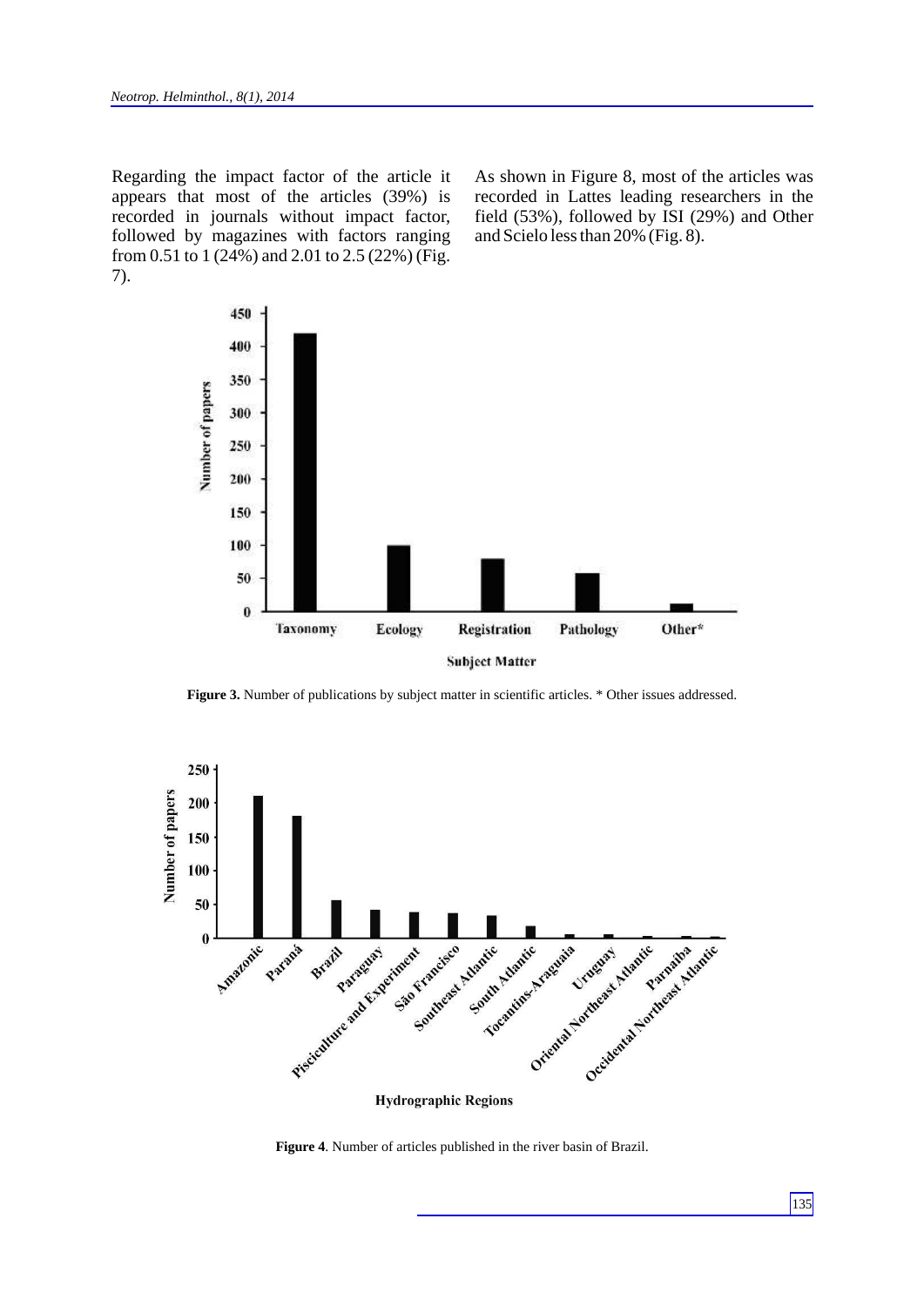Regarding the impact factor of the article it appears that most of the articles (39%) is recorded in journals without impact factor, followed by magazines with factors ranging from 0.51 to 1 (24%) and 2.01 to 2.5 (22%) (Fig. 7).

As shown in Figure 8, most of the articles was recorded in Lattes leading researchers in the field (53%), followed by ISI (29%) and Other and Scielo less than 20% (Fig. 8).

**Figure 3.** Number of publications by subject matter in scientific articles. * Other issues addressed.

**Figure 4**. Number of articles published in the river basin of Brazil.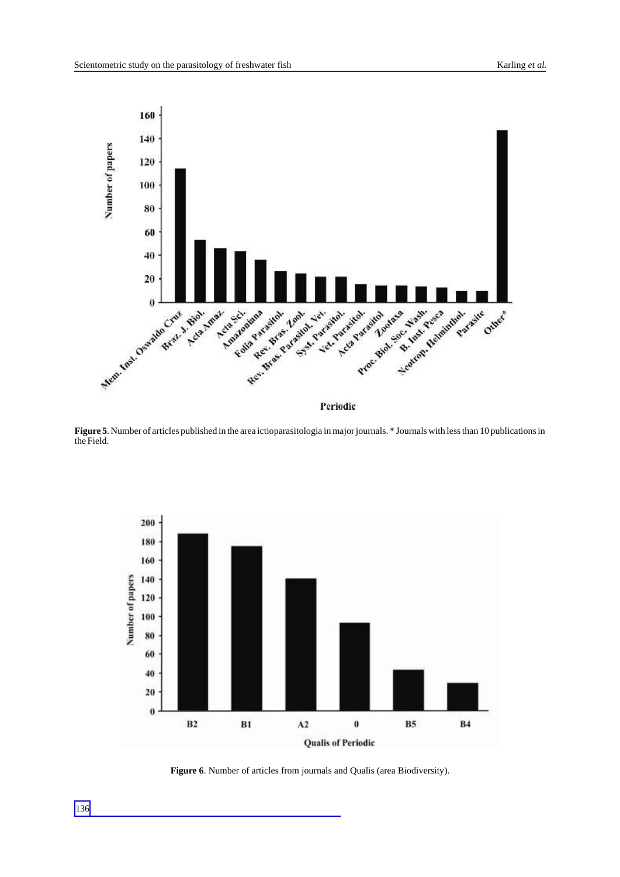**Figure 5**. Number of articles published in the area ictioparasitologia in major journals. * Journals with less than 10 publications in the Field.

**Figure 6**. Number of articles from journals and Qualis (area Biodiversity).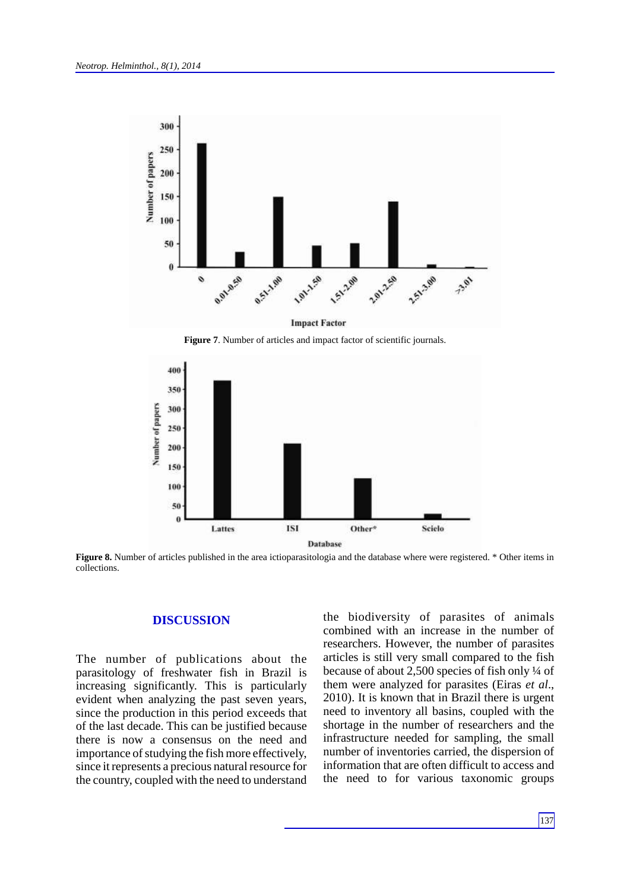**Figure 7**. Number of articles and impact factor of scientific journals.

**Figure 8.** Number of articles published in the area ictioparasitologia and the database where were registered. * Other items in collections.

## DISCUSSION

The number of publications about the parasitology of freshwater fish in Brazil is increasing significantly. This is particularly evident when analyzing the past seven years, since the production in this period exceeds that of the last decade. This can be justified because there is now a consensus on the need and importance of studying the fish more effectively, since it represents a precious natural resource for the country, coupled with the need to understand the biodiversity of parasites of animals combined with an increase in the number of researchers. However, the number of parasites articles is still very small compared to the fish because of about 2,500 species of fish only ¼ of them were analyzed for parasites (Eiras *et al*., 2010). It is known that in Brazil there is urgent need to inventory all basins, coupled with the shortage in the number of researchers and the infrastructure needed for sampling, the small number of inventories carried, the dispersion of information that are often difficult to access and the need to for various taxonomic groups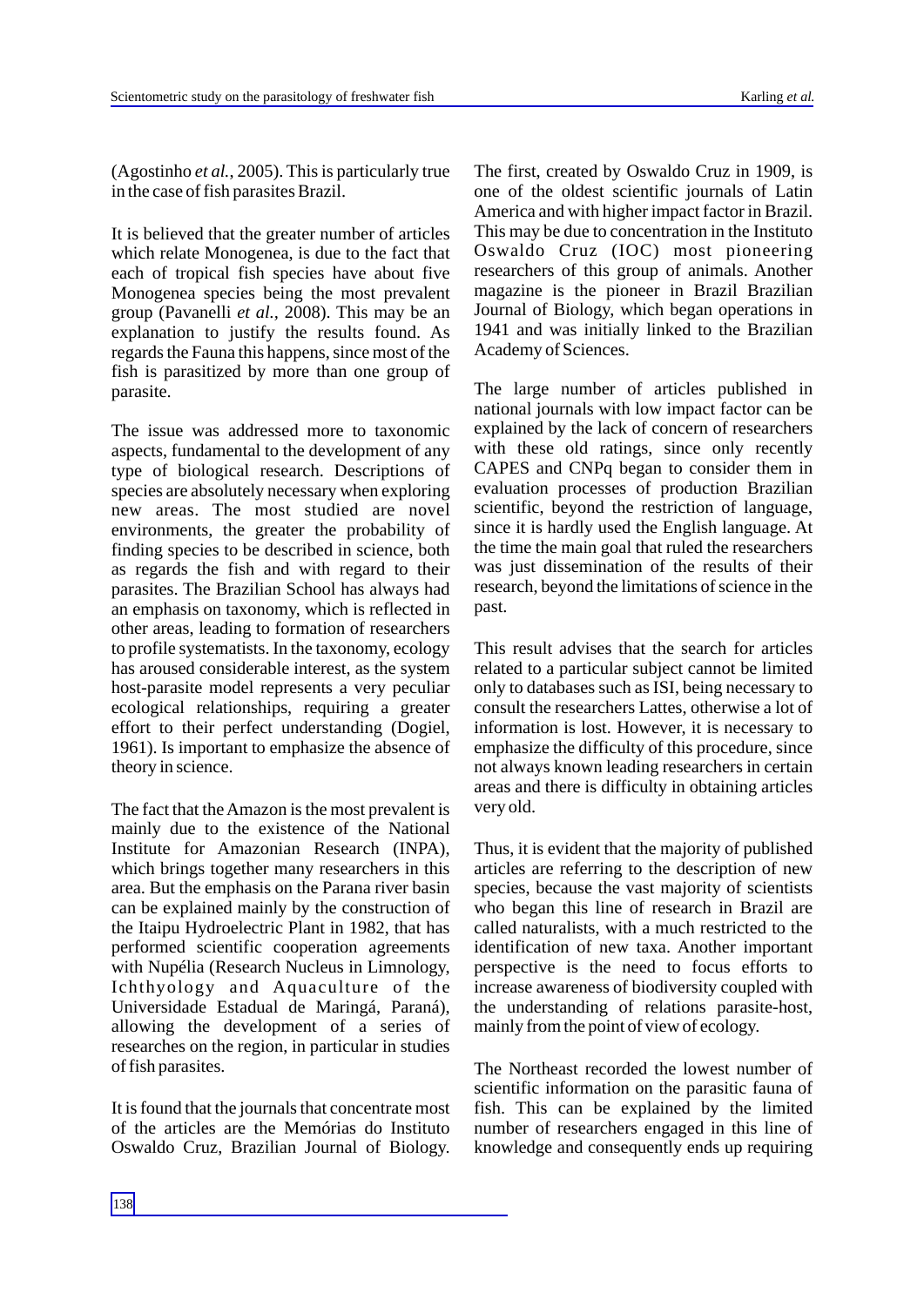(Agostinho *et al.*, 2005). This is particularly true in the case of fish parasites Brazil.

It is believed that the greater number of articles which relate Monogenea, is due to the fact that each of tropical fish species have about five Monogenea species being the most prevalent group (Pavanelli *et al.*, 2008). This may be an explanation to justify the results found. As regards the Fauna this happens, since most of the fish is parasitized by more than one group of parasite.

The issue was addressed more to taxonomic aspects, fundamental to the development of any type of biological research. Descriptions of species are absolutely necessary when exploring new areas. The most studied are novel environments, the greater the probability of finding species to be described in science, both as regards the fish and with regard to their parasites. The Brazilian School has always had an emphasis on taxonomy, which is reflected in other areas, leading to formation of researchers to profile systematists. In the taxonomy, ecology has aroused considerable interest, as the system host-parasite model represents a very peculiar ecological relationships, requiring a greater effort to their perfect understanding (Dogiel, 1961). Is important to emphasize the absence of theory in science.

The fact that the Amazon is the most prevalent is mainly due to the existence of the National Institute for Amazonian Research (INPA), which brings together many researchers in this area. But the emphasis on the Parana river basin can be explained mainly by the construction of the Itaipu Hydroelectric Plant in 1982, that has performed scientific cooperation agreements with Nupélia (Research Nucleus in Limnology, Ichthyology and Aquaculture of the Universidade Estadual de Maringá, Paraná), allowing the development of a series of researches on the region, in particular in studies of fish parasites.

It is found that the journals that concentrate most of the articles are the Memórias do Instituto Oswaldo Cruz, Brazilian Journal of Biology. The first, created by Oswaldo Cruz in 1909, is one of the oldest scientific journals of Latin America and with higher impact factor in Brazil. This may be due to concentration in the Instituto Oswaldo Cruz (IOC) most pioneering researchers of this group of animals. Another magazine is the pioneer in Brazil Brazilian Journal of Biology, which began operations in 1941 and was initially linked to the Brazilian Academy of Sciences.

The large number of articles published in national journals with low impact factor can be explained by the lack of concern of researchers with these old ratings, since only recently CAPES and CNPq began to consider them in evaluation processes of production Brazilian scientific, beyond the restriction of language, since it is hardly used the English language. At the time the main goal that ruled the researchers was just dissemination of the results of their research, beyond the limitations of science in the past.

This result advises that the search for articles related to a particular subject cannot be limited only to databases such as ISI, being necessary to consult the researchers Lattes, otherwise a lot of information is lost. However, it is necessary to emphasize the difficulty of this procedure, since not always known leading researchers in certain areas and there is difficulty in obtaining articles very old.

Thus, it is evident that the majority of published articles are referring to the description of new species, because the vast majority of scientists who began this line of research in Brazil are called naturalists, with a much restricted to the identification of new taxa. Another important perspective is the need to focus efforts to increase awareness of biodiversity coupled with the understanding of relations parasite-host, mainly from the point of view of ecology.

The Northeast recorded the lowest number of scientific information on the parasitic fauna of fish. This can be explained by the limited number of researchers engaged in this line of knowledge and consequently ends up requiring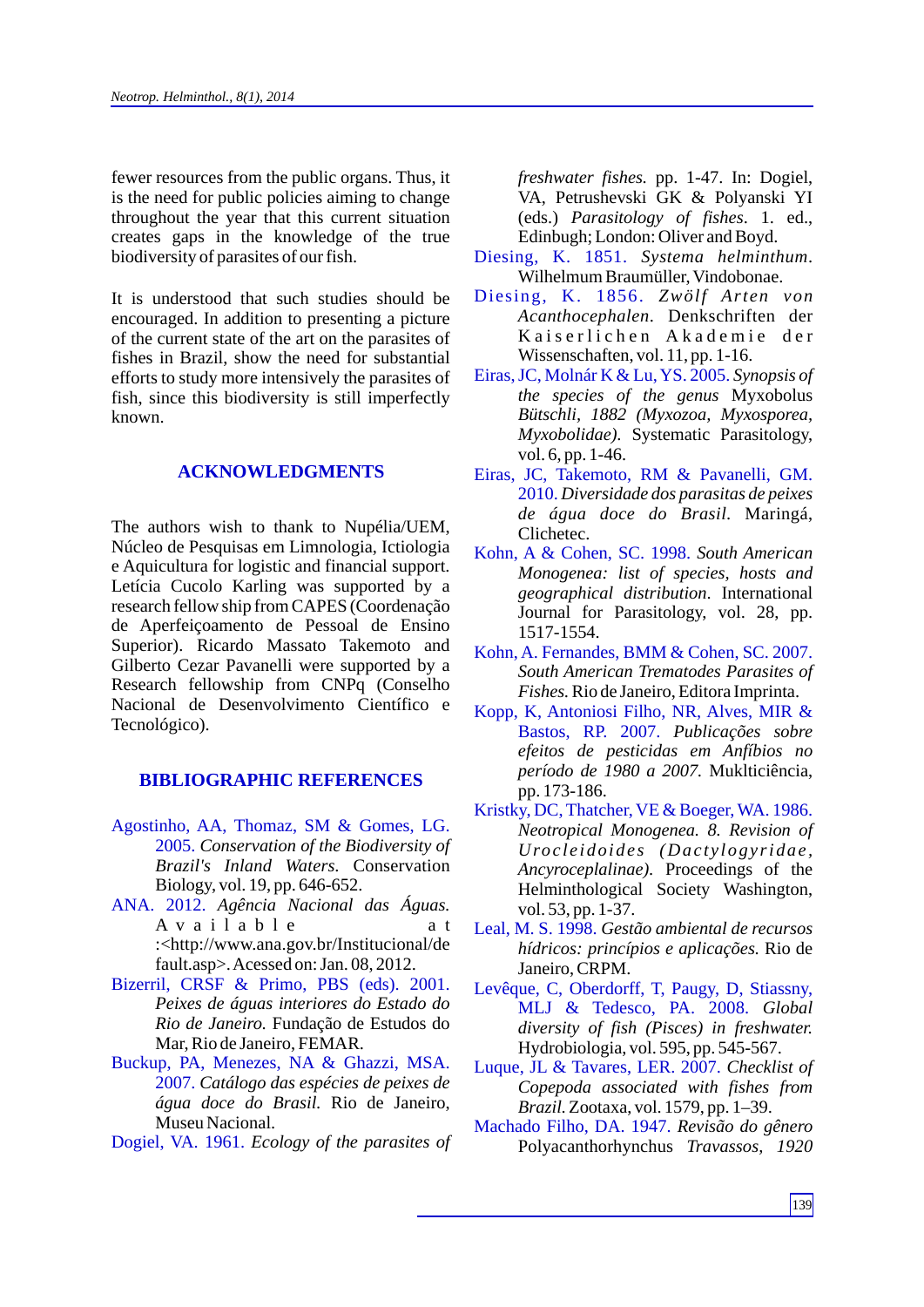fewer resources from the public organs. Thus, it is the need for public policies aiming to change throughout the year that this current situation creates gaps in the knowledge of the true biodiversity of parasites of our fish.

It is understood that such studies should be encouraged. In addition to presenting a picture of the current state of the art on the parasites of fishes in Brazil, show the need for substantial efforts to study more intensively the parasites of fish, since this biodiversity is still imperfectly known.

## ACKNOWLEDGMENTS

The authors wish to thank to Nupélia/UEM, Núcleo de Pesquisas em Limnologia, Ictiologia e Aquicultura for logistic and financial support. Letícia Cucolo Karling was supported by a research fellow ship from CAPES (Coordenação de Aperfeiçoamento de Pessoal de Ensino Superior). Ricardo Massato Takemoto and Gilberto Cezar Pavanelli were supported by a Research fellowship from CNPq (Conselho Nacional de Desenvolvimento Científico e Tecnológico).

## BIBLIOGRAPHIC REFERENCES

Agostinho, AA, Thomaz, SM & Gomes, LG. 2005. *Conservation of the Biodiversity of Brazil's Inland Waters*. Conservation Biology, vol. 19, pp. 646-652.

ANA. 2012. *Agência Nacional das Águas.* Available at :<http://www.ana.gov.br/Institucional/default.asp>. Acessed on: Jan. 08, 2012.

Bizerril, CRSF & Primo, PBS (eds). 2001. *Peixes de águas interiores do Estado do Rio de Janeiro.* Fundação de Estudos do Mar, Rio de Janeiro, FEMAR.

Buckup, PA, Menezes, NA & Ghazzi, MSA. 2007. *Catálogo das espécies de peixes de água doce do Brasil.* Rio de Janeiro, Museu Nacional.

Dogiel, VA. 1961. *Ecology of the parasites of freshwater fishes.* pp. 1-47. In: Dogiel, VA, Petrushevski GK & Polyanski YI (eds.) *Parasitology of fishes*. 1. ed., Edinbugh; London: Oliver and Boyd.

Diesing, K. 1851. *Systema helminthum*. Wilhelmum Braumüller, Vindobonae.

Diesing, K. 1856. *Zwölf Arten von Acanthocephalen*. Denkschriften der Kaiserlichen Akademie der Wissenschaften, vol. 11, pp. 1-16.

Eiras, JC, Molnár K & Lu, YS. 2005. *Synopsis of the species of the genus* Myxobolus *Bütschli, 1882 (Myxozoa, Myxosporea, Myxobolidae)*. Systematic Parasitology, vol. 6, pp. 1-46.

Eiras, JC, Takemoto, RM & Pavanelli, GM. 2010. *Diversidade dos parasitas de peixes de água doce do Brasil*. Maringá, Clichetec.

Kohn, A & Cohen, SC. 1998. *South American Monogenea: list of species, hosts and geographical distribution*. International Journal for Parasitology, vol. 28, pp. 1517-1554.

Kohn, A. Fernandes, BMM & Cohen, SC. 2007. *South American Trematodes Parasites of Fishes.* Rio de Janeiro, Editora Imprinta.

Kopp, K, Antoniosi Filho, NR, Alves, MIR & Bastos, RP. 2007. *Publicações sobre efeitos de pesticidas em Anfíbios no período de 1980 a 2007.* Muklticiência, pp. 173-186.

Kristky, DC, Thatcher, VE & Boeger, WA. 1986. *Neotropical Monogenea. 8. Revision of Urocleidoides (Dactylogyridae, Ancyroceplalinae)*. Proceedings of the Helminthological Society Washington, vol. 53, pp. 1-37.

Leal, M. S. 1998. *Gestão ambiental de recursos hídricos: princípios e aplicações.* Rio de Janeiro, CRPM.

Levêque, C, Oberdorff, T, Paugy, D, Stiassny, MLJ & Tedesco, PA. 2008. *Global diversity of fish (Pisces) in freshwater.* Hydrobiologia, vol. 595, pp. 545-567.

Luque, JL & Tavares, LER. 2007. *Checklist of Copepoda associated with fishes from Brazil.* Zootaxa, vol. 1579, pp. 1–39.

Machado Filho, DA. 1947. *Revisão do gênero* Polyacanthorhynchus *Travassos, 1920*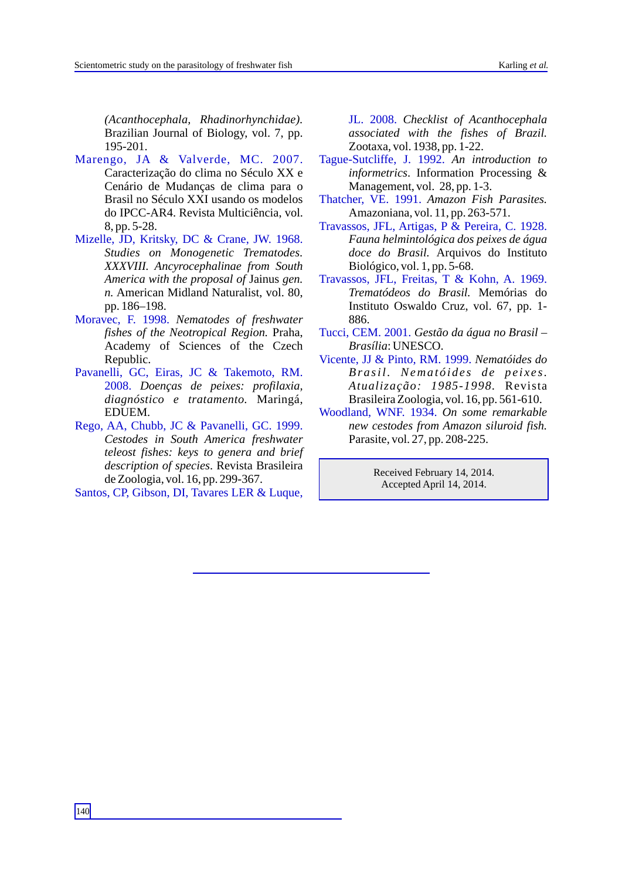(*Acanthocephala, Rhadinorhynchidae*). Brazilian Journal of Biology, vol. 7, pp. 195-201.

Marengo, JA & Valverde, MC. 2007. Caracterização do clima no Século XX e Cenário de Mudanças de clima para o Brasil no Século XXI usando os modelos do IPCC-AR4. Revista Multiciência, vol. 8, pp. 5-28.

Mizelle, JD, Kritsky, DC & Crane, JW. 1968. *Studies on Monogenetic Trematodes. XXXVIII. Ancyrocephalinae from South America with the proposal of* Jainus *gen. n.* American Midland Naturalist, vol. 80, pp. 186–198.

Moravec, F. 1998. *Nematodes of freshwater fishes of the Neotropical Region.* Praha, Academy of Sciences of the Czech Republic.

Pavanelli, GC, Eiras, JC & Takemoto, RM. 2008. *Doenças de peixes: profilaxia, diagnóstico e tratamento*. Maringá, EDUEM.

Rego, AA, Chubb, JC & Pavanelli, GC. 1999. *Cestodes in South America freshwater teleost fishes: keys to genera and brief description of species*. Revista Brasileira de Zoologia, vol. 16, pp. 299-367.

Santos, CP, Gibson, DI, Tavares LER & Luque, JL. 2008. *Checklist of Acanthocephala associated with the fishes of Brazil.* Zootaxa, vol. 1938, pp. 1-22.

Tague-Sutcliffe, J. 1992. *An introduction to informetrics*. Information Processing & Management, vol. 28, pp. 1-3.

Thatcher, VE. 1991. *Amazon Fish Parasites.* Amazoniana, vol. 11, pp. 263-571.

Travassos, JFL, Artigas, P & Pereira, C. 1928. *Fauna helmintológica dos peixes de água doce do Brasil.* Arquivos do Instituto Biológico, vol. 1, pp. 5-68.

Travassos, JFL, Freitas, T & Kohn, A. 1969. *Trematódeos do Brasil.* Memórias do Instituto Oswaldo Cruz, vol. 67, pp. 1-886.

Tucci, CEM. 2001. *Gestão da água no Brasil – Brasília*: UNESCO.

Vicente, JJ & Pinto, RM. 1999. *Nematóides do Brasil. Nematóides de peixes. Atualização: 1985-1998*. Revista Brasileira Zoologia, vol. 16, pp. 561-610.

Woodland, WNF. 1934. *On some remarkable new cestodes from Amazon siluroid fish.* Parasite, vol. 27, pp. 208-225.

Received February 14, 2014.
Accepted April 14, 2014.